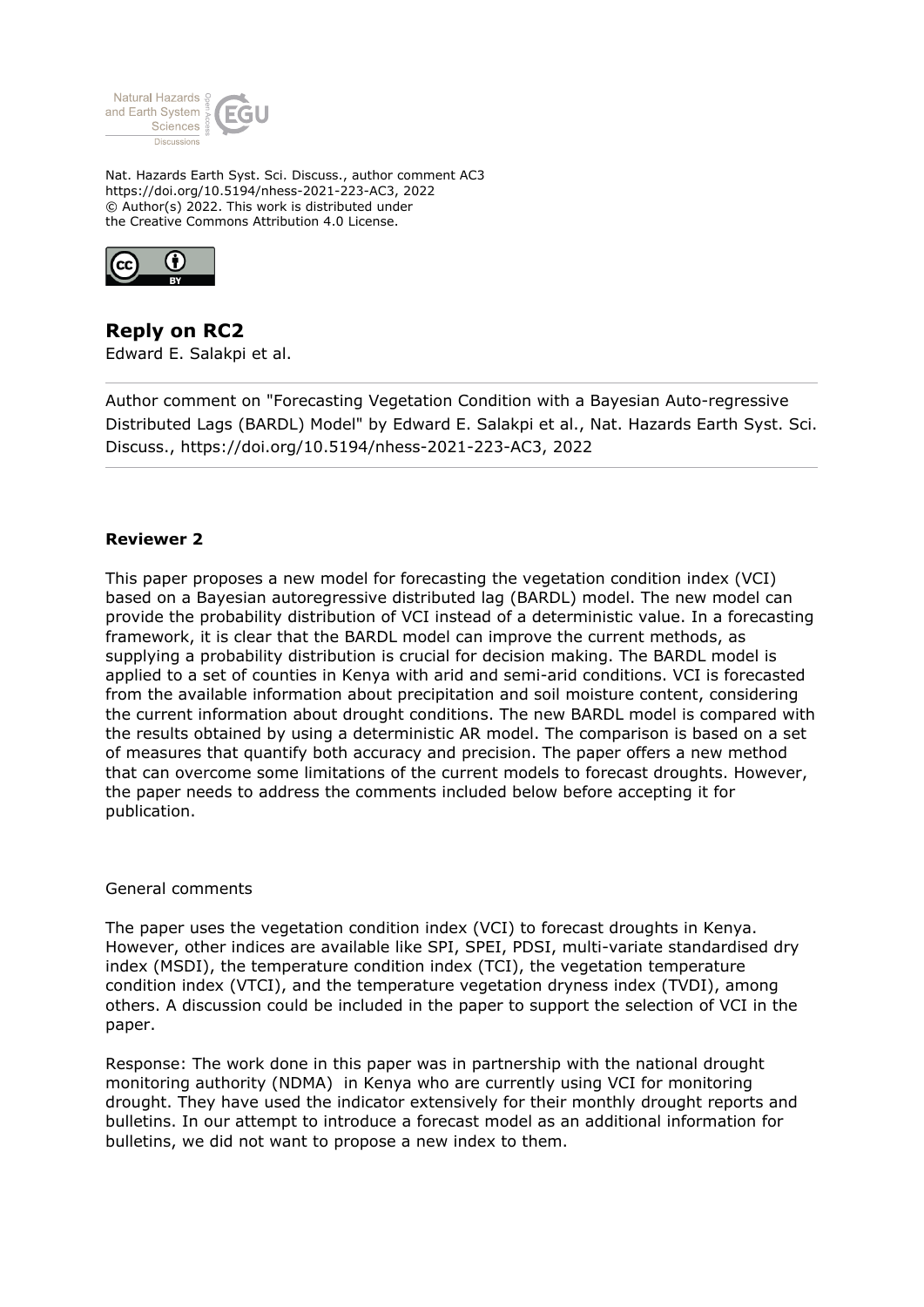Nat. Hazards Earth Syst. Sci. Discuss., author comment AC3
https://doi.org/10.5194/nhess-2021-223-AC3, 2022
© Author(s) 2022. This work is distributed under
the Creative Commons Attribution 4.0 License.

# Reply on RC2

Edward E. Salakpi et al.

Author comment on "Forecasting Vegetation Condition with a Bayesian Auto-regressive Distributed Lags (BARDL) Model" by Edward E. Salakpi et al., Nat. Hazards Earth Syst. Sci. Discuss., https://doi.org/10.5194/nhess-2021-223-AC3, 2022

---

**Reviewer 2**

This paper proposes a new model for forecasting the vegetation condition index (VCI) based on a Bayesian autoregressive distributed lag (BARDL) model. The new model can provide the probability distribution of VCI instead of a deterministic value. In a forecasting framework, it is clear that the BARDL model can improve the current methods, as supplying a probability distribution is crucial for decision making. The BARDL model is applied to a set of counties in Kenya with arid and semi-arid conditions. VCI is forecasted from the available information about precipitation and soil moisture content, considering the current information about drought conditions. The new BARDL model is compared with the results obtained by using a deterministic AR model. The comparison is based on a set of measures that quantify both accuracy and precision. The paper offers a new method that can overcome some limitations of the current models to forecast droughts. However, the paper needs to address the comments included below before accepting it for publication.

General comments

The paper uses the vegetation condition index (VCI) to forecast droughts in Kenya. However, other indices are available like SPI, SPEI, PDSI, multi-variate standardised dry index (MSDI), the temperature condition index (TCI), the vegetation temperature condition index (VTCI), and the temperature vegetation dryness index (TVDI), among others. A discussion could be included in the paper to support the selection of VCI in the paper.

Response: The work done in this paper was in partnership with the national drought monitoring authority (NDMA) in Kenya who are currently using VCI for monitoring drought. They have used the indicator extensively for their monthly drought reports and bulletins. In our attempt to introduce a forecast model as an additional information for bulletins, we did not want to propose a new index to them.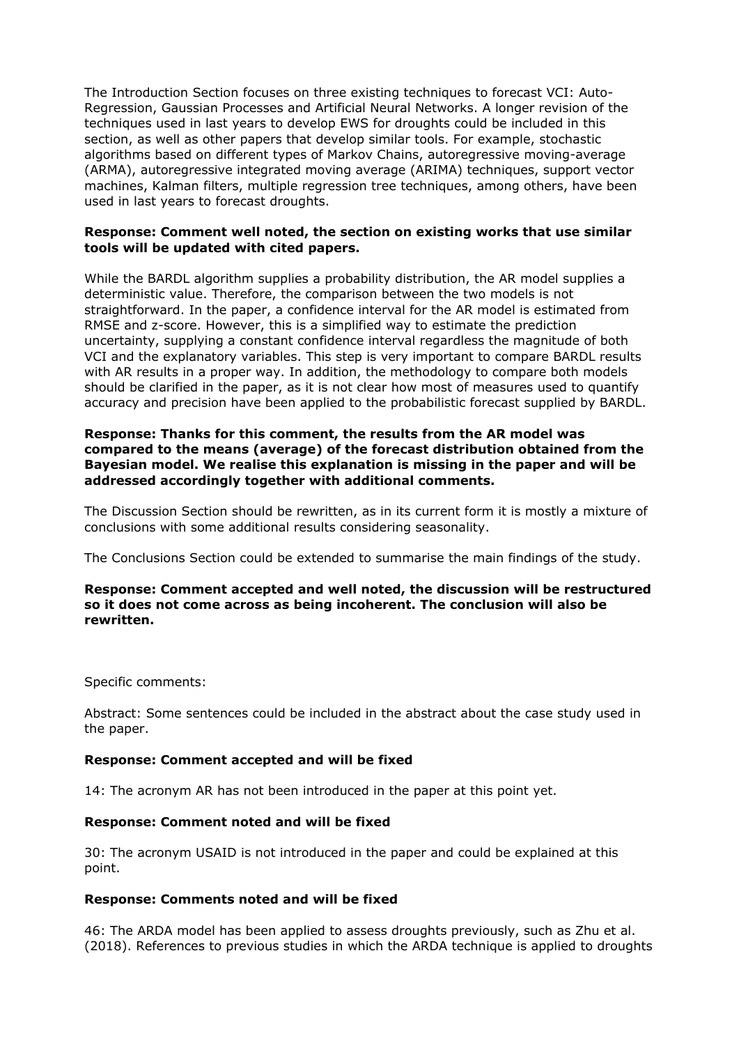The Introduction Section focuses on three existing techniques to forecast VCI: Auto-Regression, Gaussian Processes and Artificial Neural Networks. A longer revision of the techniques used in last years to develop EWS for droughts could be included in this section, as well as other papers that develop similar tools. For example, stochastic algorithms based on different types of Markov Chains, autoregressive moving-average (ARMA), autoregressive integrated moving average (ARIMA) techniques, support vector machines, Kalman filters, multiple regression tree techniques, among others, have been used in last years to forecast droughts.

**Response: Comment well noted, the section on existing works that use similar tools will be updated with cited papers.**

While the BARDL algorithm supplies a probability distribution, the AR model supplies a deterministic value. Therefore, the comparison between the two models is not straightforward. In the paper, a confidence interval for the AR model is estimated from RMSE and z-score. However, this is a simplified way to estimate the prediction uncertainty, supplying a constant confidence interval regardless the magnitude of both VCI and the explanatory variables. This step is very important to compare BARDL results with AR results in a proper way. In addition, the methodology to compare both models should be clarified in the paper, as it is not clear how most of measures used to quantify accuracy and precision have been applied to the probabilistic forecast supplied by BARDL.

**Response: Thanks for this comment, the results from the AR model was compared to the means (average) of the forecast distribution obtained from the Bayesian model. We realise this explanation is missing in the paper and will be addressed accordingly together with additional comments.**

The Discussion Section should be rewritten, as in its current form it is mostly a mixture of conclusions with some additional results considering seasonality.

The Conclusions Section could be extended to summarise the main findings of the study.

**Response: Comment accepted and well noted, the discussion will be restructured so it does not come across as being incoherent. The conclusion will also be rewritten.**

Specific comments:

Abstract: Some sentences could be included in the abstract about the case study used in the paper.

**Response: Comment accepted and will be fixed**

14: The acronym AR has not been introduced in the paper at this point yet.

**Response: Comment noted and will be fixed**

30: The acronym USAID is not introduced in the paper and could be explained at this point.

**Response: Comments noted and will be fixed**

46: The ARDA model has been applied to assess droughts previously, such as Zhu et al. (2018). References to previous studies in which the ARDA technique is applied to droughts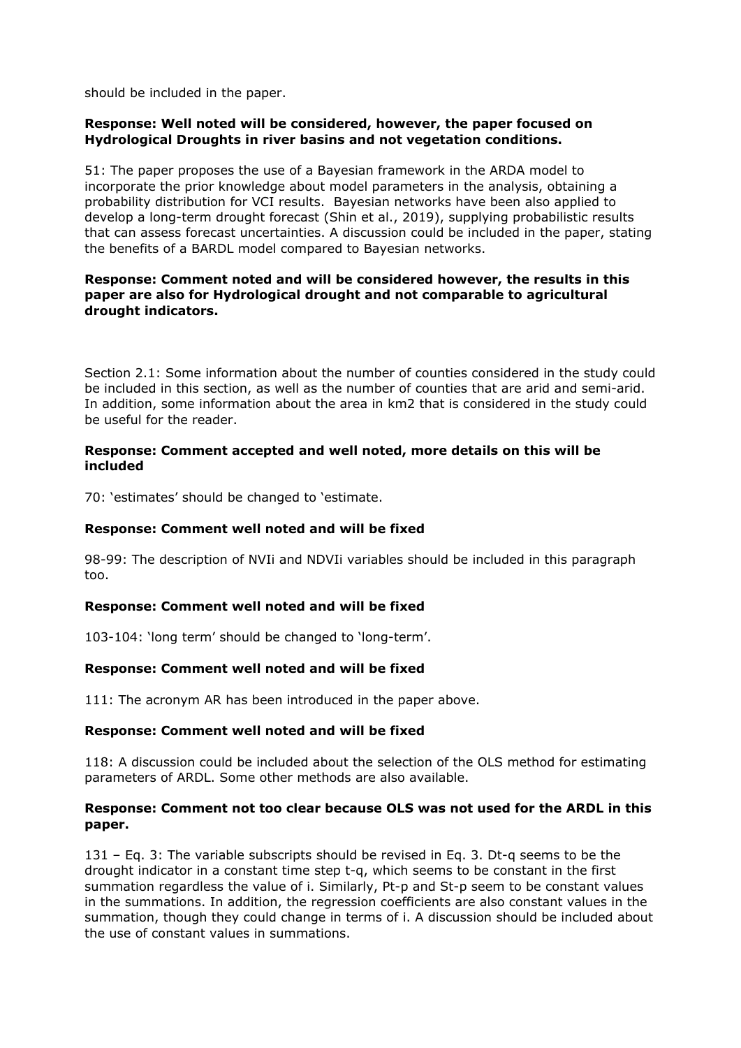should be included in the paper.

**Response: Well noted will be considered, however, the paper focused on Hydrological Droughts in river basins and not vegetation conditions.**

51: The paper proposes the use of a Bayesian framework in the ARDA model to incorporate the prior knowledge about model parameters in the analysis, obtaining a probability distribution for VCI results. Bayesian networks have been also applied to develop a long-term drought forecast (Shin et al., 2019), supplying probabilistic results that can assess forecast uncertainties. A discussion could be included in the paper, stating the benefits of a BARDL model compared to Bayesian networks.

**Response: Comment noted and will be considered however, the results in this paper are also for Hydrological drought and not comparable to agricultural drought indicators.**

Section 2.1: Some information about the number of counties considered in the study could be included in this section, as well as the number of counties that are arid and semi-arid. In addition, some information about the area in km2 that is considered in the study could be useful for the reader.

**Response: Comment accepted and well noted, more details on this will be included**

70: 'estimates' should be changed to 'estimate.

**Response: Comment well noted and will be fixed**

98-99: The description of NVIi and NDVIi variables should be included in this paragraph too.

**Response: Comment well noted and will be fixed**

103-104: 'long term' should be changed to 'long-term'.

**Response: Comment well noted and will be fixed**

111: The acronym AR has been introduced in the paper above.

**Response: Comment well noted and will be fixed**

118: A discussion could be included about the selection of the OLS method for estimating parameters of ARDL. Some other methods are also available.

**Response: Comment not too clear because OLS was not used for the ARDL in this paper.**

131 – Eq. 3: The variable subscripts should be revised in Eq. 3. Dt-q seems to be the drought indicator in a constant time step t-q, which seems to be constant in the first summation regardless the value of i. Similarly, Pt-p and St-p seem to be constant values in the summations. In addition, the regression coefficients are also constant values in the summation, though they could change in terms of i. A discussion should be included about the use of constant values in summations.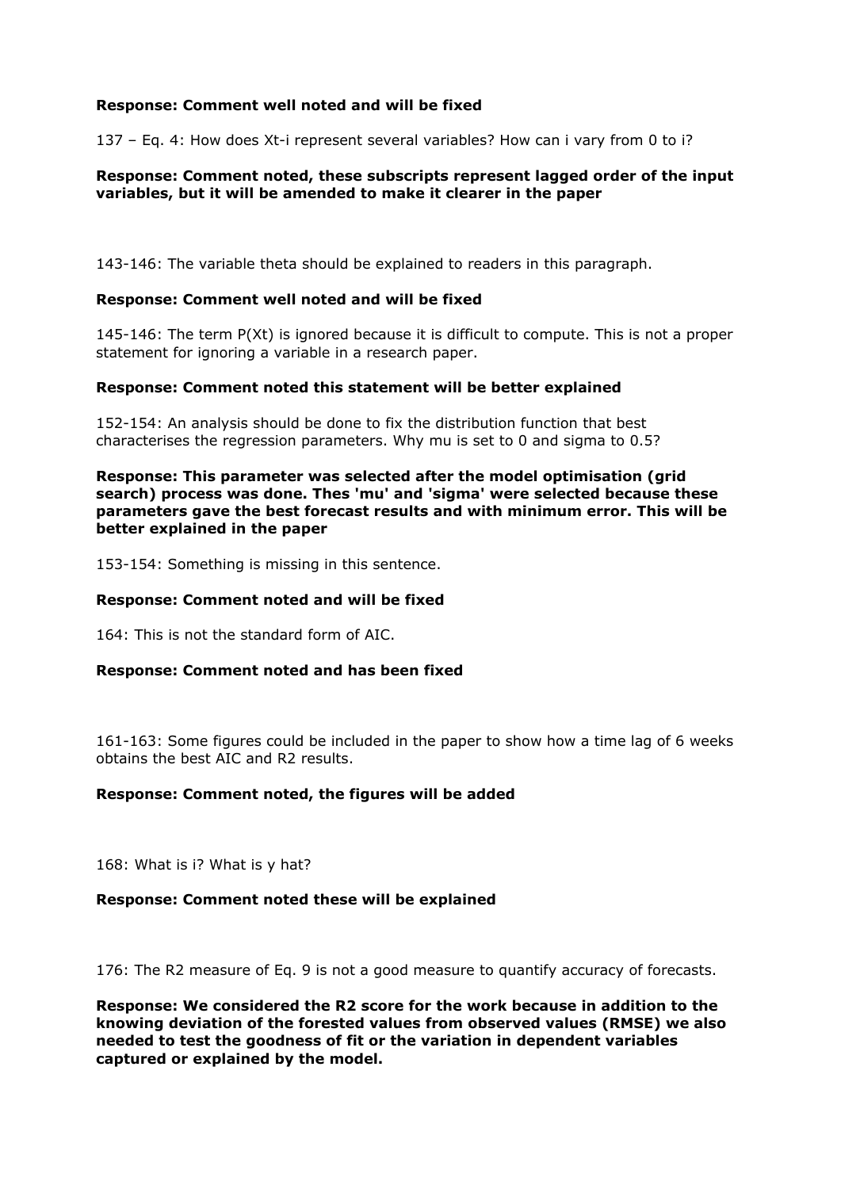**Response: Comment well noted and will be fixed**

137 – Eq. 4: How does $X_{t-i}$ represent several variables? How can i vary from 0 to i?

**Response: Comment noted, these subscripts represent lagged order of the input variables, but it will be amended to make it clearer in the paper**

143-146: The variable theta should be explained to readers in this paragraph.

**Response: Comment well noted and will be fixed**

145-146: The term $P(X_t)$ is ignored because it is difficult to compute. This is not a proper statement for ignoring a variable in a research paper.

**Response: Comment noted this statement will be better explained**

152-154: An analysis should be done to fix the distribution function that best characterises the regression parameters. Why mu is set to 0 and sigma to 0.5?

**Response: This parameter was selected after the model optimisation (grid search) process was done. Thes 'mu' and 'sigma' were selected because these parameters gave the best forecast results and with minimum error. This will be better explained in the paper**

153-154: Something is missing in this sentence.

**Response: Comment noted and will be fixed**

164: This is not the standard form of AIC.

**Response: Comment noted and has been fixed**

161-163: Some figures could be included in the paper to show how a time lag of 6 weeks obtains the best AIC and R2 results.

**Response: Comment noted, the figures will be added**

168: What is i? What is y hat?

**Response: Comment noted these will be explained**

176: The R2 measure of Eq. 9 is not a good measure to quantify accuracy of forecasts.

**Response: We considered the R2 score for the work because in addition to the knowing deviation of the forested values from observed values (RMSE) we also needed to test the goodness of fit or the variation in dependent variables captured or explained by the model.**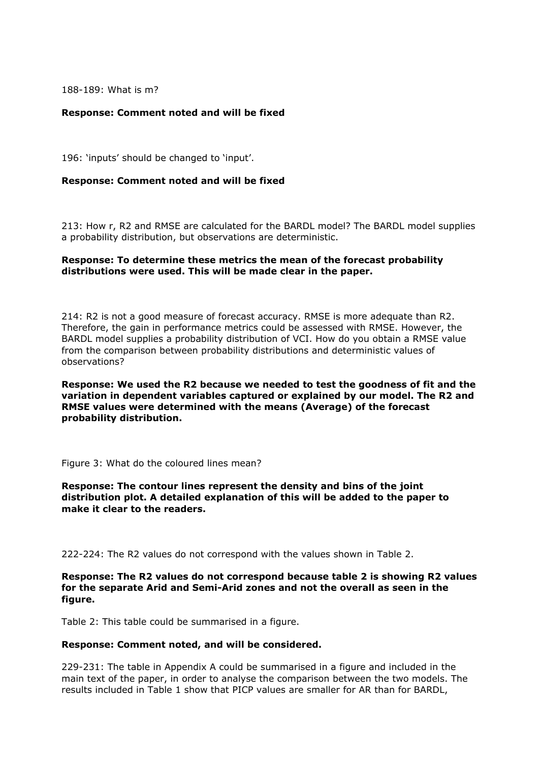188-189: What is m?

**Response: Comment noted and will be fixed**

196: 'inputs' should be changed to 'input'.

**Response: Comment noted and will be fixed**

213: How r, R2 and RMSE are calculated for the BARDL model? The BARDL model supplies a probability distribution, but observations are deterministic.

**Response: To determine these metrics the mean of the forecast probability distributions were used. This will be made clear in the paper.**

214: R2 is not a good measure of forecast accuracy. RMSE is more adequate than R2. Therefore, the gain in performance metrics could be assessed with RMSE. However, the BARDL model supplies a probability distribution of VCI. How do you obtain a RMSE value from the comparison between probability distributions and deterministic values of observations?

**Response: We used the R2 because we needed to test the goodness of fit and the variation in dependent variables captured or explained by our model. The R2 and RMSE values were determined with the means (Average) of the forecast probability distribution.**

Figure 3: What do the coloured lines mean?

**Response: The contour lines represent the density and bins of the joint distribution plot. A detailed explanation of this will be added to the paper to make it clear to the readers.**

222-224: The R2 values do not correspond with the values shown in Table 2.

**Response: The R2 values do not correspond because table 2 is showing R2 values for the separate Arid and Semi-Arid zones and not the overall as seen in the figure.**

Table 2: This table could be summarised in a figure.

**Response: Comment noted, and will be considered.**

229-231: The table in Appendix A could be summarised in a figure and included in the main text of the paper, in order to analyse the comparison between the two models. The results included in Table 1 show that PICP values are smaller for AR than for BARDL,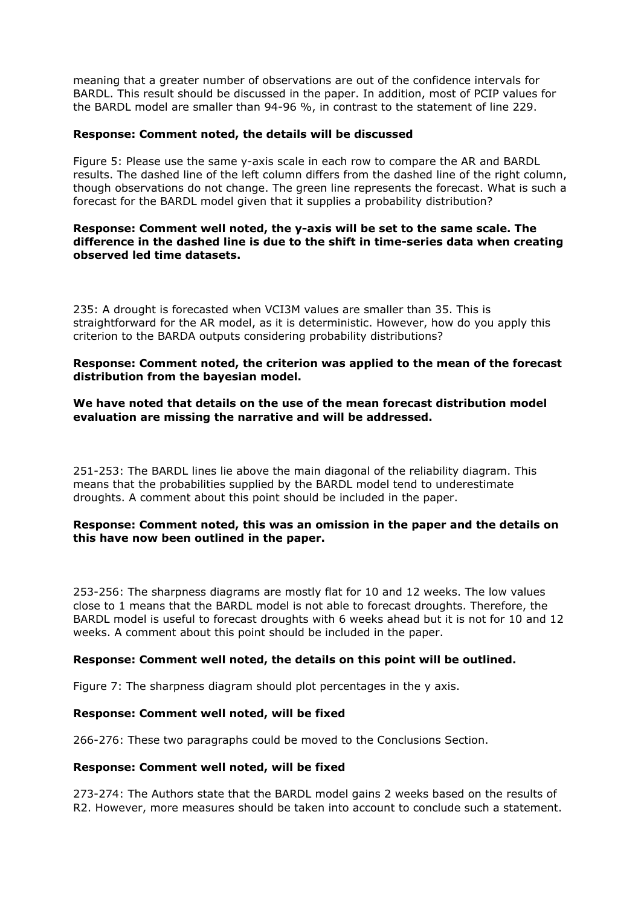meaning that a greater number of observations are out of the confidence intervals for BARDL. This result should be discussed in the paper. In addition, most of PCIP values for the BARDL model are smaller than 94-96 %, in contrast to the statement of line 229.

**Response: Comment noted, the details will be discussed**

Figure 5: Please use the same y-axis scale in each row to compare the AR and BARDL results. The dashed line of the left column differs from the dashed line of the right column, though observations do not change. The green line represents the forecast. What is such a forecast for the BARDL model given that it supplies a probability distribution?

**Response: Comment well noted, the y-axis will be set to the same scale. The difference in the dashed line is due to the shift in time-series data when creating observed led time datasets.**

235: A drought is forecasted when VCI3M values are smaller than 35. This is straightforward for the AR model, as it is deterministic. However, how do you apply this criterion to the BARDA outputs considering probability distributions?

**Response: Comment noted, the criterion was applied to the mean of the forecast distribution from the bayesian model.**

**We have noted that details on the use of the mean forecast distribution model evaluation are missing the narrative and will be addressed.**

251-253: The BARDL lines lie above the main diagonal of the reliability diagram. This means that the probabilities supplied by the BARDL model tend to underestimate droughts. A comment about this point should be included in the paper.

**Response: Comment noted, this was an omission in the paper and the details on this have now been outlined in the paper.**

253-256: The sharpness diagrams are mostly flat for 10 and 12 weeks. The low values close to 1 means that the BARDL model is not able to forecast droughts. Therefore, the BARDL model is useful to forecast droughts with 6 weeks ahead but it is not for 10 and 12 weeks. A comment about this point should be included in the paper.

**Response: Comment well noted, the details on this point will be outlined.**

Figure 7: The sharpness diagram should plot percentages in the y axis.

**Response: Comment well noted, will be fixed**

266-276: These two paragraphs could be moved to the Conclusions Section.

**Response: Comment well noted, will be fixed**

273-274: The Authors state that the BARDL model gains 2 weeks based on the results of $R^2$. However, more measures should be taken into account to conclude such a statement.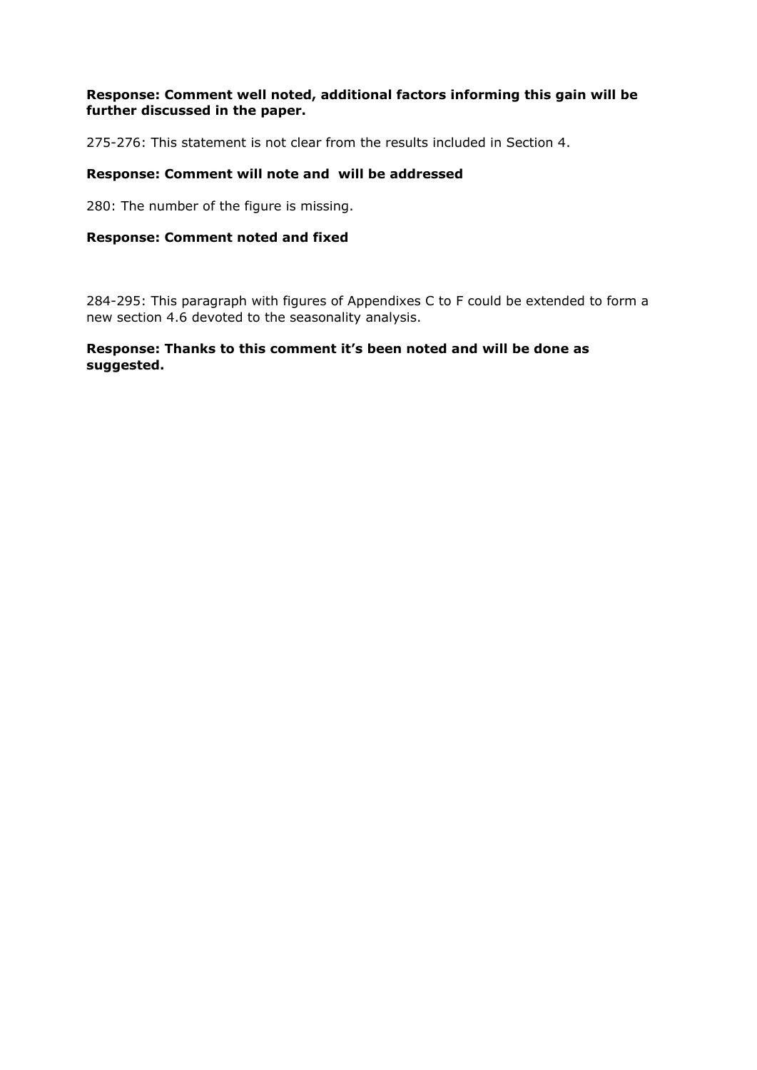**Response: Comment well noted, additional factors informing this gain will be further discussed in the paper.**

275-276: This statement is not clear from the results included in Section 4.

**Response: Comment will note and will be addressed**

280: The number of the figure is missing.

**Response: Comment noted and fixed**

284-295: This paragraph with figures of Appendixes C to F could be extended to form a new section 4.6 devoted to the seasonality analysis.

**Response: Thanks to this comment it's been noted and will be done as suggested.**